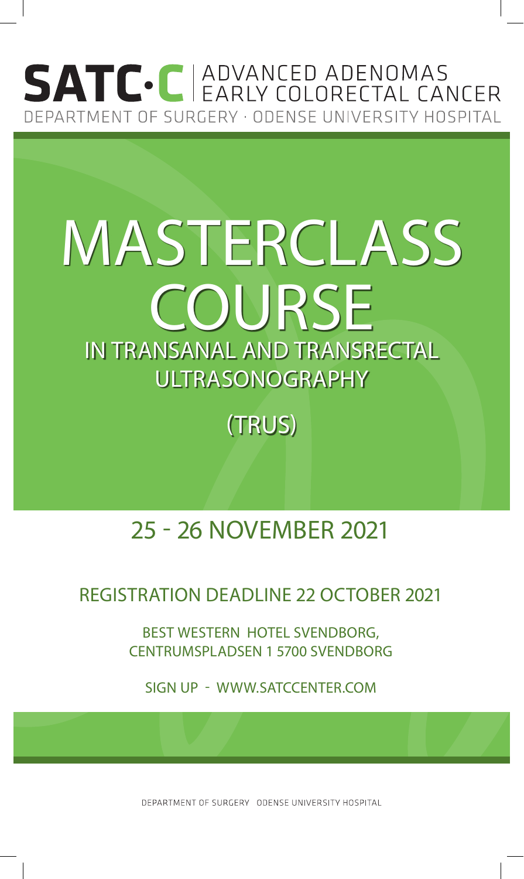**SATC·C** | ADVANCED ADENOMAS EARLY COLORECTAL CANCER

DEPARTMENT OF SURGERY · ODENSE UNIVERSITY HOSPITAL

# MASTERCLASS COURSE

## IN TRANSANAL AND TRANSRECTAL ULTRASONOGRAPHY

## (TRUS)

## 25 - 26 NOVEMBER 2021

### REGISTRATION DEADLINE 22 OCTOBER 2021

BEST WESTERN HOTEL SVENDBORG,
CENTRUMSPLADSEN 1 5700 SVENDBORG

SIGN UP - WWW.SATCCENTER.COM

DEPARTMENT OF SURGERY ODENSE UNIVERSITY HOSPITAL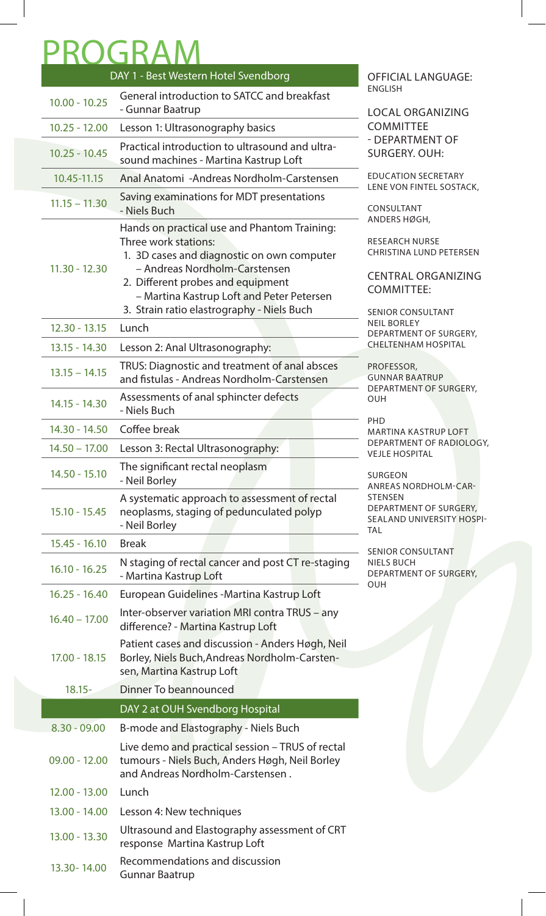# PROGRAM

| DAY 1 - Best Western Hotel Svendborg | |
|---|---|
| 10.00 - 10.25 | General introduction to SATCC and breakfast - Gunnar Baatrup |
| 10.25 - 12.00 | Lesson 1: Ultrasonography basics |
| 10.25 - 10.45 | Practical introduction to ultrasound and ultrasound machines - Martina Kastrup Loft |
| 10.45-11.15 | Anal Anatomi -Andreas Nordholm-Carstensen |
| 11.15 – 11.30 | Saving examinations for MDT presentations - Niels Buch |
| 11.30 - 12.30 | Hands on practical use and Phantom Training: Three work stations: 1. 3D cases and diagnostic on own computer – Andreas Nordholm-Carstensen 2. Different probes and equipment – Martina Kastrup Loft and Peter Petersen 3. Strain ratio elastography - Niels Buch |
| 12.30 - 13.15 | Lunch |
| 13.15 - 14.30 | Lesson 2: Anal Ultrasonography: |
| 13.15 – 14.15 | TRUS: Diagnostic and treatment of anal absces and fistulas - Andreas Nordholm-Carstensen |
| 14.15 - 14.30 | Assessments of anal sphincter defects - Niels Buch |
| 14.30 - 14.50 | Coffee break |
| 14.50 – 17.00 | Lesson 3: Rectal Ultrasonography: |
| 14.50 - 15.10 | The significant rectal neoplasm - Neil Borley |
| 15.10 - 15.45 | A systematic approach to assessment of rectal neoplasms, staging of pedunculated polyp - Neil Borley |
| 15.45 - 16.10 | Break |
| 16.10 - 16.25 | N staging of rectal cancer and post CT re-staging - Martina Kastrup Loft |
| 16.25 - 16.40 | European Guidelines -Martina Kastrup Loft |
| 16.40 – 17.00 | Inter-observer variation MRI contra TRUS – any difference? - Martina Kastrup Loft |
| 17.00 - 18.15 | Patient cases and discussion - Anders Høgh, Neil Borley, Niels Buch,Andreas Nordholm-Carstensen, Martina Kastrup Loft |
| 18.15- | Dinner To beannounced |
| | **DAY 2 at OUH Svendborg Hospital** |
| 8.30 - 09.00 | B-mode and Elastography - Niels Buch |
| 09.00 - 12.00 | Live demo and practical session – TRUS of rectal tumours - Niels Buch, Anders Høgh, Neil Borley and Andreas Nordholm-Carstensen . |
| 12.00 - 13.00 | Lunch |
| 13.00 - 14.00 | Lesson 4: New techniques |
| 13.00 - 13.30 | Ultrasound and Elastography assessment of CRT response Martina Kastrup Loft |
| 13.30- 14.00 | Recommendations and discussion Gunnar Baatrup |

OFFICIAL LANGUAGE:
ENGLISH

LOCAL ORGANIZING COMMITTEE - DEPARTMENT OF SURGERY. OUH:

EDUCATION SECRETARY
LENE VON FINTEL SOSTACK,

CONSULTANT
ANDERS HØGH,

RESEARCH NURSE
CHRISTINA LUND PETERSEN

CENTRAL ORGANIZING COMMITTEE:

SENIOR CONSULTANT
NEIL BORLEY
DEPARTMENT OF SURGERY, CHELTENHAM HOSPITAL

PROFESSOR,
GUNNAR BAATRUP
DEPARTMENT OF SURGERY, OUH

PHD
MARTINA KASTRUP LOFT
DEPARTMENT OF RADIOLOGY, VEJLE HOSPITAL

SURGEON
ANREAS NORDHOLM-CARSTENSEN
DEPARTMENT OF SURGERY, SEALAND UNIVERSITY HOSPITAL

SENIOR CONSULTANT
NIELS BUCH
DEPARTMENT OF SURGERY, OUH